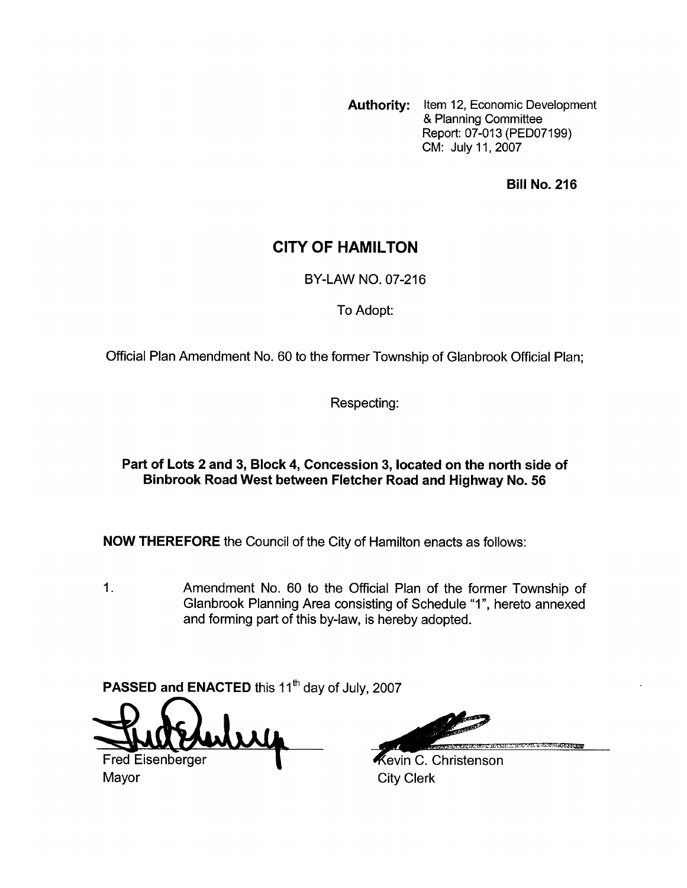**Authority:** Item 12, Economic Development & Planning Committee
Report: 07-013 (PED07199)
CM: July 11, 2007

**Bill No. 216**

# CITY OF HAMILTON

BY-LAW NO. 07-216

To Adopt:

Official Plan Amendment No. 60 to the former Township of Glanbrook Official Plan;

Respecting:

**Part of Lots 2 and 3, Block 4, Concession 3, located on the north side of Binbrook Road West between Fletcher Road and Highway No. 56**

**NOW THEREFORE** the Council of the City of Hamilton enacts as follows:

1. Amendment No. 60 to the Official Plan of the former Township of Glanbrook Planning Area consisting of Schedule "1", hereto annexed and forming part of this by-law, is hereby adopted.

**PASSED and ENACTED** this 11th day of July, 2007

Fred Eisenberger
Mayor

Kevin C. Christenson
City Clerk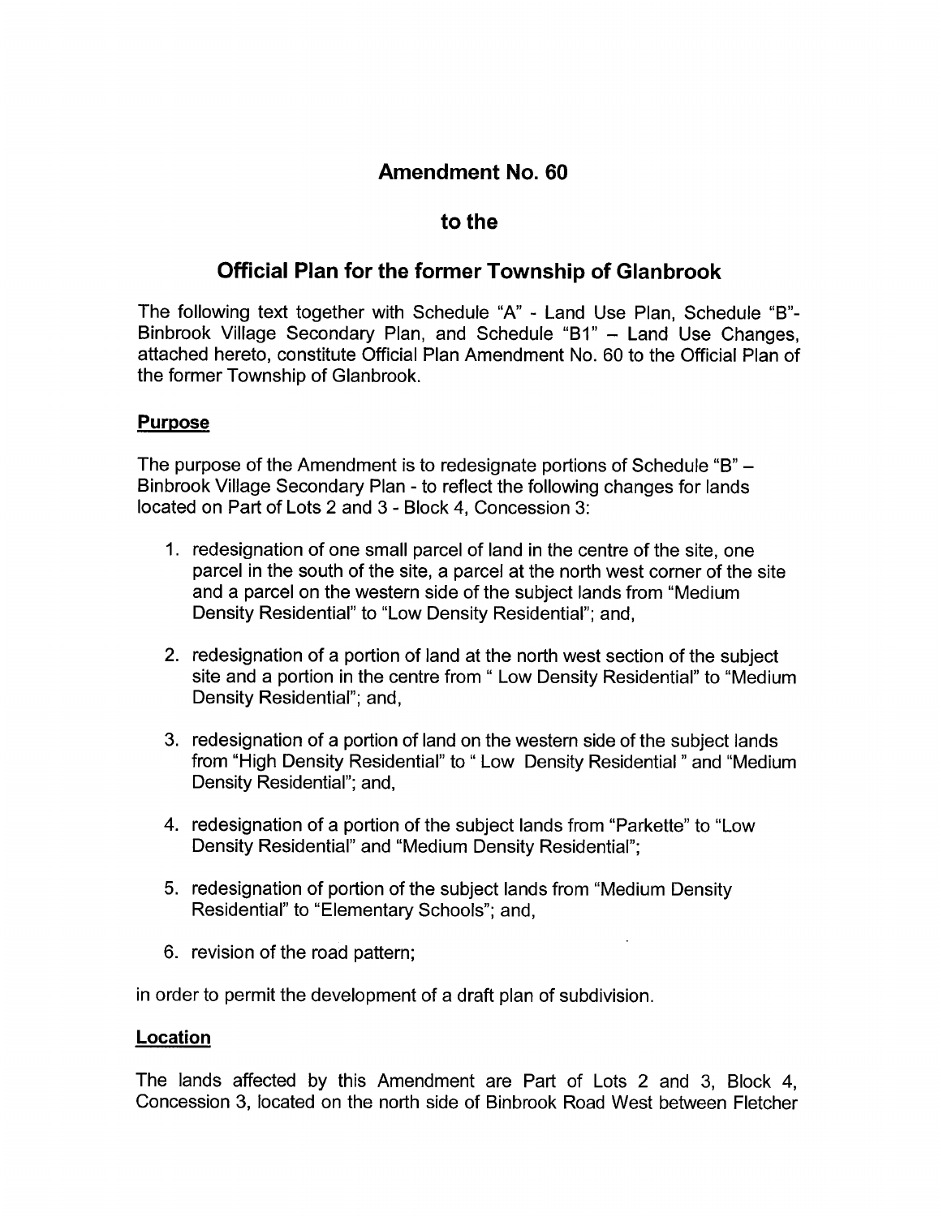# Amendment No. 60

## to the

## Official Plan for the former Township of Glanbrook

The following text together with Schedule "A" - Land Use Plan, Schedule "B"- Binbrook Village Secondary Plan, and Schedule "B1" – Land Use Changes, attached hereto, constitute Official Plan Amendment No. 60 to the Official Plan of the former Township of Glanbrook.

### Purpose

The purpose of the Amendment is to redesignate portions of Schedule "B" – Binbrook Village Secondary Plan - to reflect the following changes for lands located on Part of Lots 2 and 3 - Block 4, Concession 3:

1. redesignation of one small parcel of land in the centre of the site, one parcel in the south of the site, a parcel at the north west corner of the site and a parcel on the western side of the subject lands from "Medium Density Residential" to "Low Density Residential"; and,

2. redesignation of a portion of land at the north west section of the subject site and a portion in the centre from " Low Density Residential" to "Medium Density Residential"; and,

3. redesignation of a portion of land on the western side of the subject lands from "High Density Residential" to " Low Density Residential " and "Medium Density Residential"; and,

4. redesignation of a portion of the subject lands from "Parkette" to "Low Density Residential" and "Medium Density Residential";

5. redesignation of portion of the subject lands from "Medium Density Residential" to "Elementary Schools"; and,

6. revision of the road pattern;

in order to permit the development of a draft plan of subdivision.

### Location

The lands affected by this Amendment are Part of Lots 2 and 3, Block 4, Concession 3, located on the north side of Binbrook Road West between Fletcher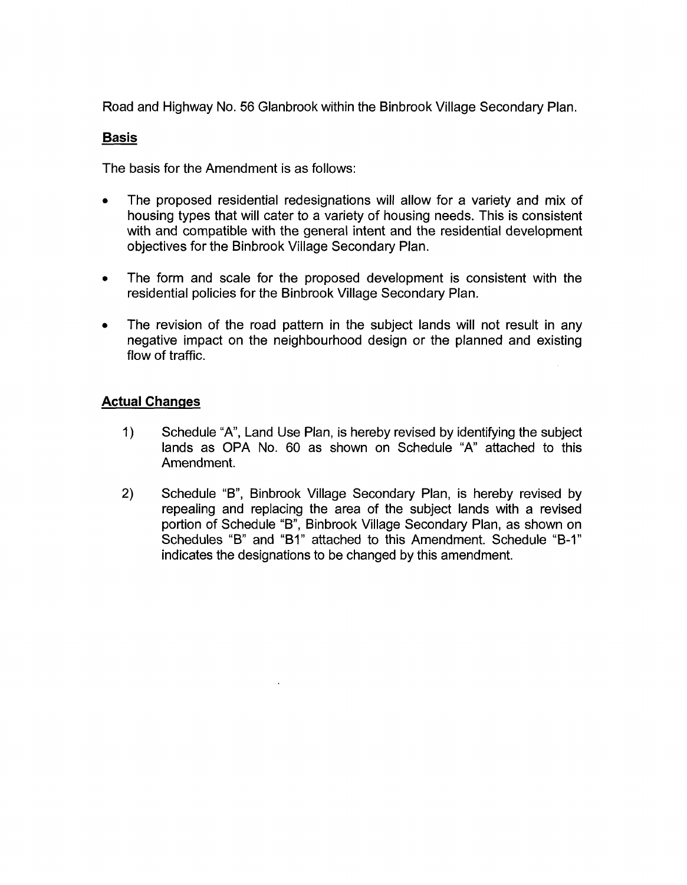Road and Highway No. 56 Glanbrook within the Binbrook Village Secondary Plan.

## Basis

The basis for the Amendment is as follows:

- The proposed residential redesignations will allow for a variety and mix of housing types that will cater to a variety of housing needs. This is consistent with and compatible with the general intent and the residential development objectives for the Binbrook Village Secondary Plan.
- The form and scale for the proposed development is consistent with the residential policies for the Binbrook Village Secondary Plan.
- The revision of the road pattern in the subject lands will not result in any negative impact on the neighbourhood design or the planned and existing flow of traffic.

## Actual Changes

1) Schedule "A", Land Use Plan, is hereby revised by identifying the subject lands as OPA No. 60 as shown on Schedule "A" attached to this Amendment.

2) Schedule "B", Binbrook Village Secondary Plan, is hereby revised by repealing and replacing the area of the subject lands with a revised portion of Schedule "B", Binbrook Village Secondary Plan, as shown on Schedules "B" and "B1" attached to this Amendment. Schedule "B-1" indicates the designations to be changed by this amendment.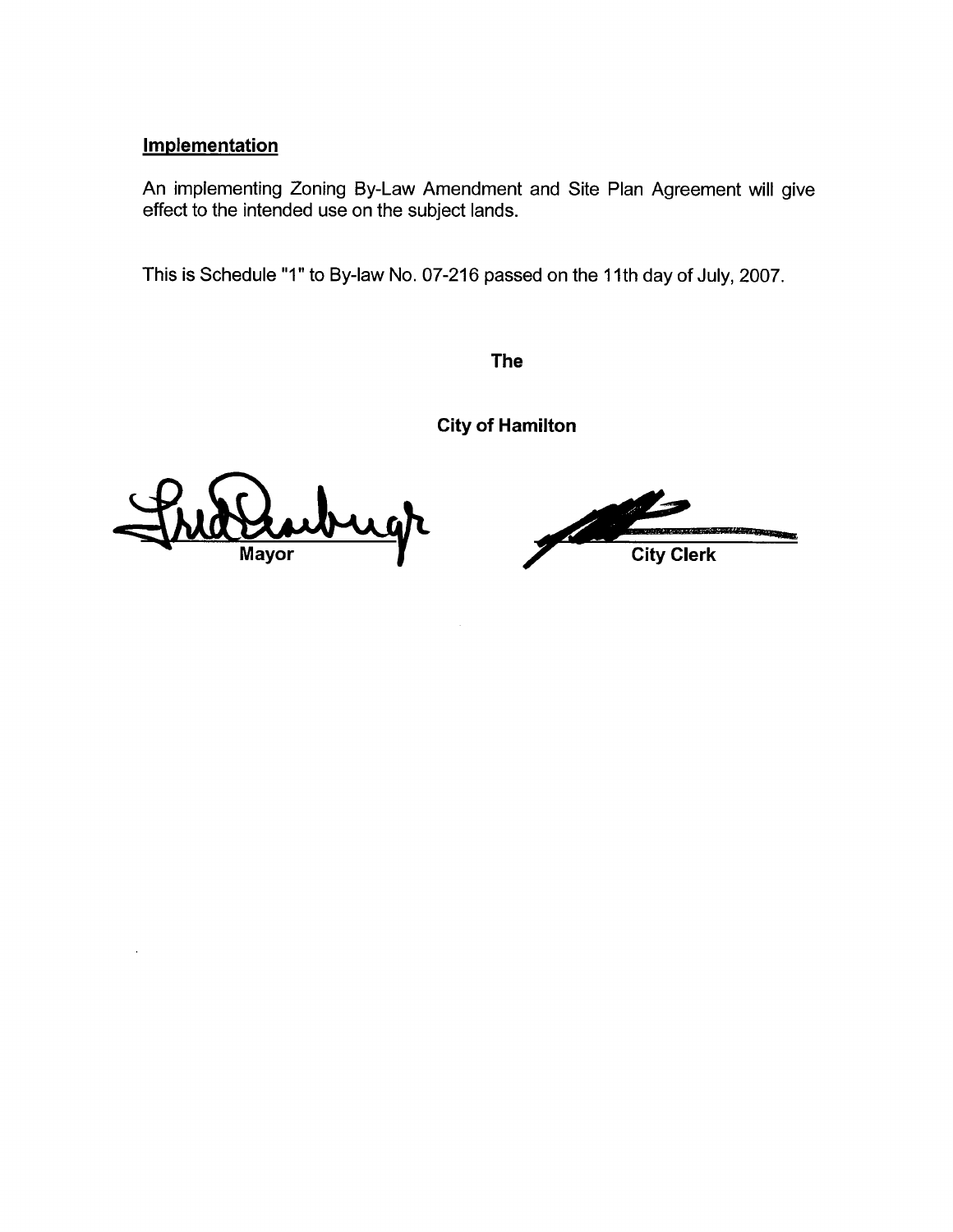**Implementation**

An implementing Zoning By-Law Amendment and Site Plan Agreement will give effect to the intended use on the subject lands.

This is Schedule "1" to By-law No. 07-216 passed on the 11th day of July, 2007.

**The**

**City of Hamilton**

Mayor

City Clerk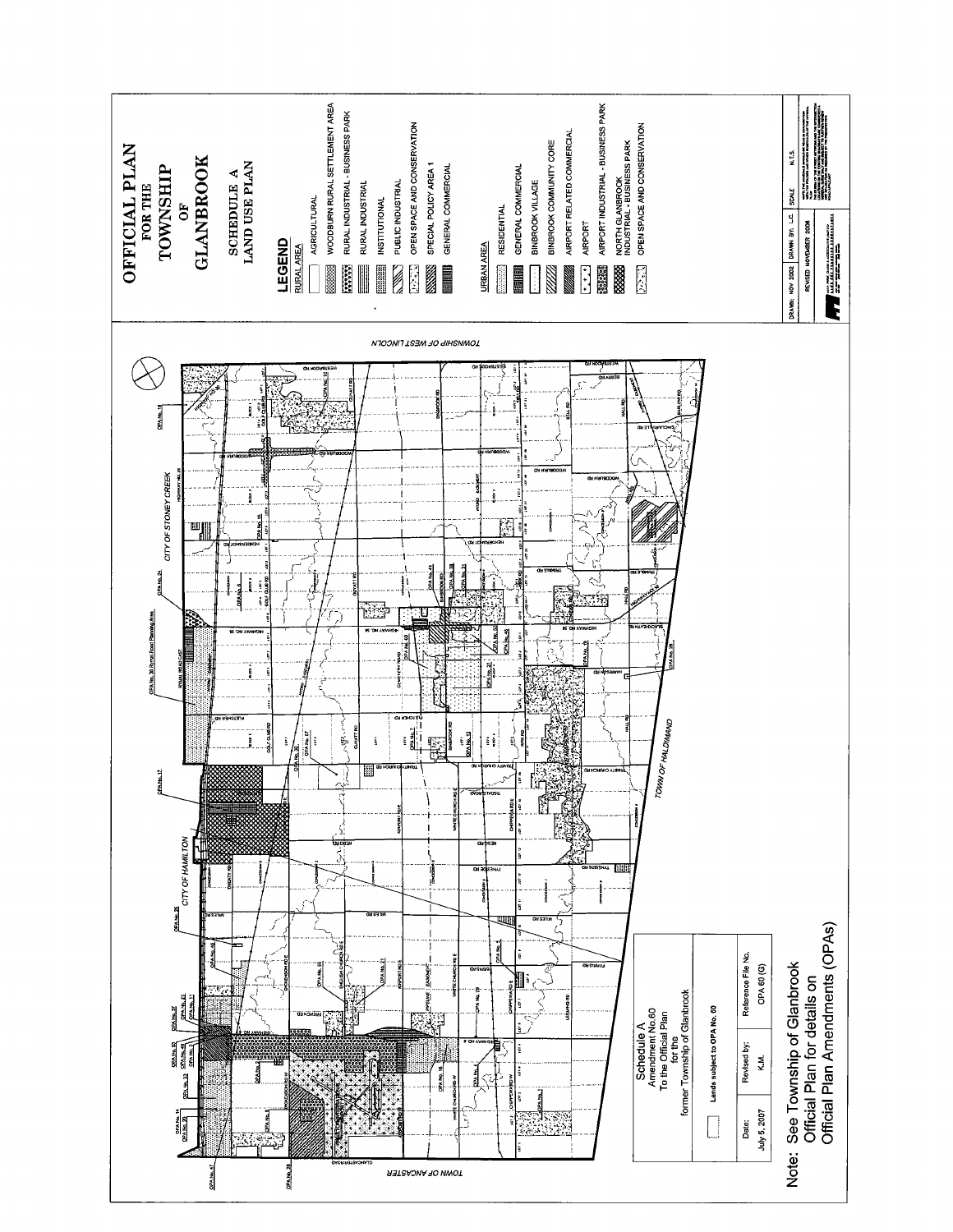# OFFICIAL PLAN FOR THE TOWNSHIP OF GLANBROOK

## SCHEDULE A LAND USE PLAN

**LEGEND**

RURAL AREA

- AGRICULTURAL
- WOODBURN RURAL SETTLEMENT AREA
- RURAL INDUSTRIAL - BUSINESS PARK
- RURAL INDUSTRIAL
- INSTITUTIONAL
- PUBLIC INDUSTRIAL
- OPEN SPACE AND CONSERVATION
- SPECIAL POLICY AREA 1
- GENERAL COMMERCIAL

URBAN AREA

- RESIDENTIAL
- GENERAL COMMERCIAL
- BINBROOK VILLAGE
- BINBROOK COMMUNITY CORE
- AIRPORT RELATED COMMERCIAL
- AIRPORT
- AIRPORT INDUSTRIAL - BUSINESS PARK
- NORTH GLANBROOK INDUSTRIAL - BUSINESS PARK
- OPEN SPACE AND CONSERVATION

DRAWN: NOV 2002 | DRAWN BY: L.C. | SCALE: N.T.S.

REVISED: NOVEMBER 2006

Schedule A
Amendment No.60
To the Official Plan
for the
former Township of Glanbrook

Lands subject to OPA No. 60

| Date: | Revised by: | Reference File No. |
|---|---|---|
| July 5, 2007 | K.M. | OPA 60 (G) |

Note: See Township of Glanbrook Official Plan for details on Official Plan Amendments (OPAs)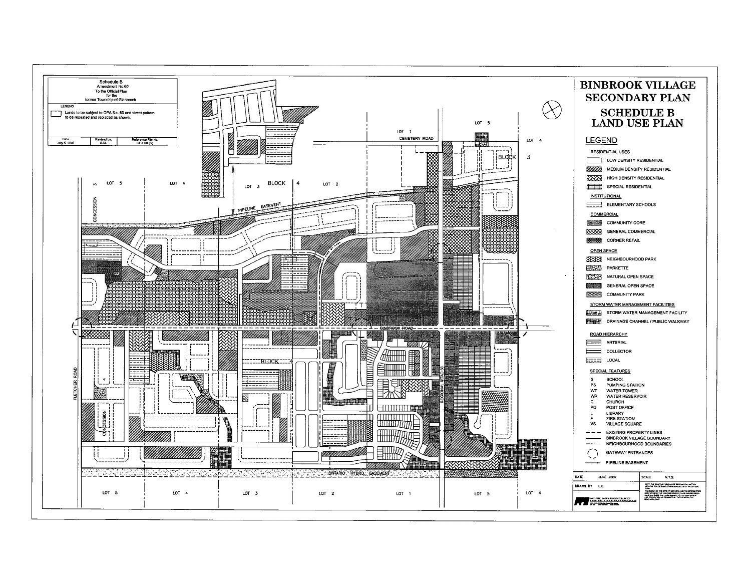Schedule B
Amendment No.60
To the Official Plan
for the
former Township of Glanbrook

LEGEND

Lands to be subject to OPA No. 60 and street pattern to be repealed and replaced as shown.

| Date: | Revised by: | Reference File No. |
|---|---|---|
| July 5, 2007 | K.M. | OPA 60 (G) |

# BINBROOK VILLAGE SECONDARY PLAN

# SCHEDULE B LAND USE PLAN

## LEGEND

**RESIDENTIAL USES**

- LOW DENSITY RESIDENTIAL
- MEDIUM DENSITY RESIDENTIAL
- HIGH DENSITY RESIDENTIAL
- SPECIAL RESIDENTIAL

**INSTITUTIONAL**

- ELEMENTARY SCHOOLS

**COMMERCIAL**

- COMMUNITY CORE
- GENERAL COMMERCIAL
- CORNER RETAIL

**OPEN SPACE**

- NEIGHBOURHOOD PARK
- PARKETTE
- NATURAL OPEN SPACE
- GENERAL OPEN SPACE
- COMMUNITY PARK

**STORM WATER MANAGEMENT FACILITIES**

- STORM WATER MANAGEMENT FACILITY
- DRAINAGE CHANNEL / PUBLIC WALKWAY

**ROAD HIERARCHY**

- ARTERIAL
- COLLECTOR
- LOCAL

**SPECIAL FEATURES**

- S SCHOOL
- PS PUMPING STATION
- WT WATER TOWER
- WR WATER RESERVOIR
- C CHURCH
- PO POST OFFICE
- L LIBRARY
- F FIRE STATION
- VS VILLAGE SQUARE
- EXISTING PROPERTY LINES
- BINBROOK VILLAGE BOUNDARY
- NEIGHBOURHOOD BOUNDARIES
- GATEWAY ENTRANCES
- PIPELINE EASEMENT

| DATE | JUNE 2007 | SCALE | N.T.S. |
|---|---|---|---|
| DRAWN BY | L.C. | | |

LOT 1 · CEMETERY ROAD · LOT 5 · LOT 4 · BLOCK 3 · LOT 5 · LOT 4 · LOT 3 · BLOCK 4 · LOT 2 · CONCESSION 3 · PIPELINE EASEMENT · BINBROOK ROAD · FLETCHER ROAD · CONCESSION 4 · BLOCK 4 · REGIONAL ROAD 56 · ONTARIO HYDRO EASEMENT · LOT 5 · LOT 4 · LOT 3 · LOT 2 · LOT 1 · LOT 5 · LOT 4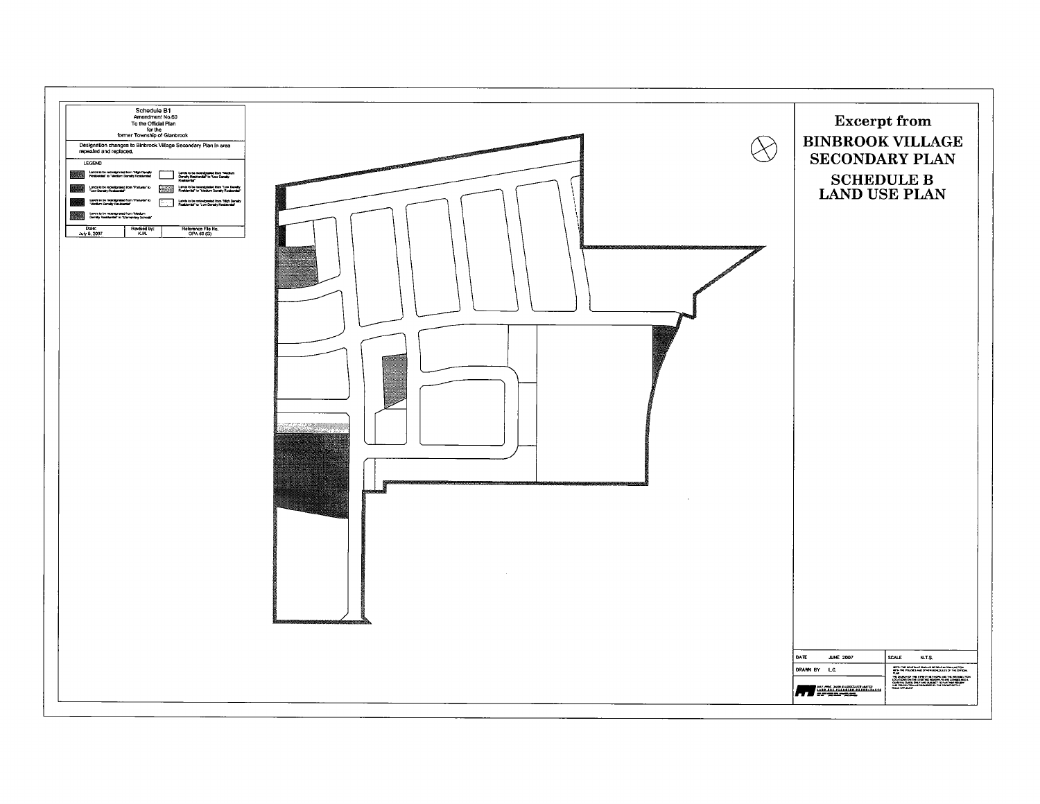Schedule B1
Amendment No.60
To the Official Plan
for the
former Township of Glanbrook

Designation changes to Binbrook Village Secondary Plan in area repealed and replaced.

LEGEND

- Lands to be redesignated from "High Density Residential" to "Medium Density Residential"
- Lands to be redesignated from "Parkette" to "Low Density Residential"
- Lands to be redesignated from "Parkette" to "Medium Density Residential"
- Lands to be redesignated from "Medium Density Residential" to "Elementary Schools"
- Lands to be redesignated from "Medium Density Residential" to "Low Density Residential"
- Lands to be redesignated from "Low Density Residential" to "Medium Density Residential"
- Lands to be redesignated from "High Density Residential" to "Low Density Residential"

| Date: | Revised by: | Reference File No. |
|---|---|---|
| July 5, 2007 | K.M. | OPA 60 (G) |

# Excerpt from
# BINBROOK VILLAGE SECONDARY PLAN
# SCHEDULE B LAND USE PLAN

| | | | |
|---|---|---|---|
| DATE | JUNE 2007 | SCALE | N.T.S. |
| DRAWN BY | L.C. | | |